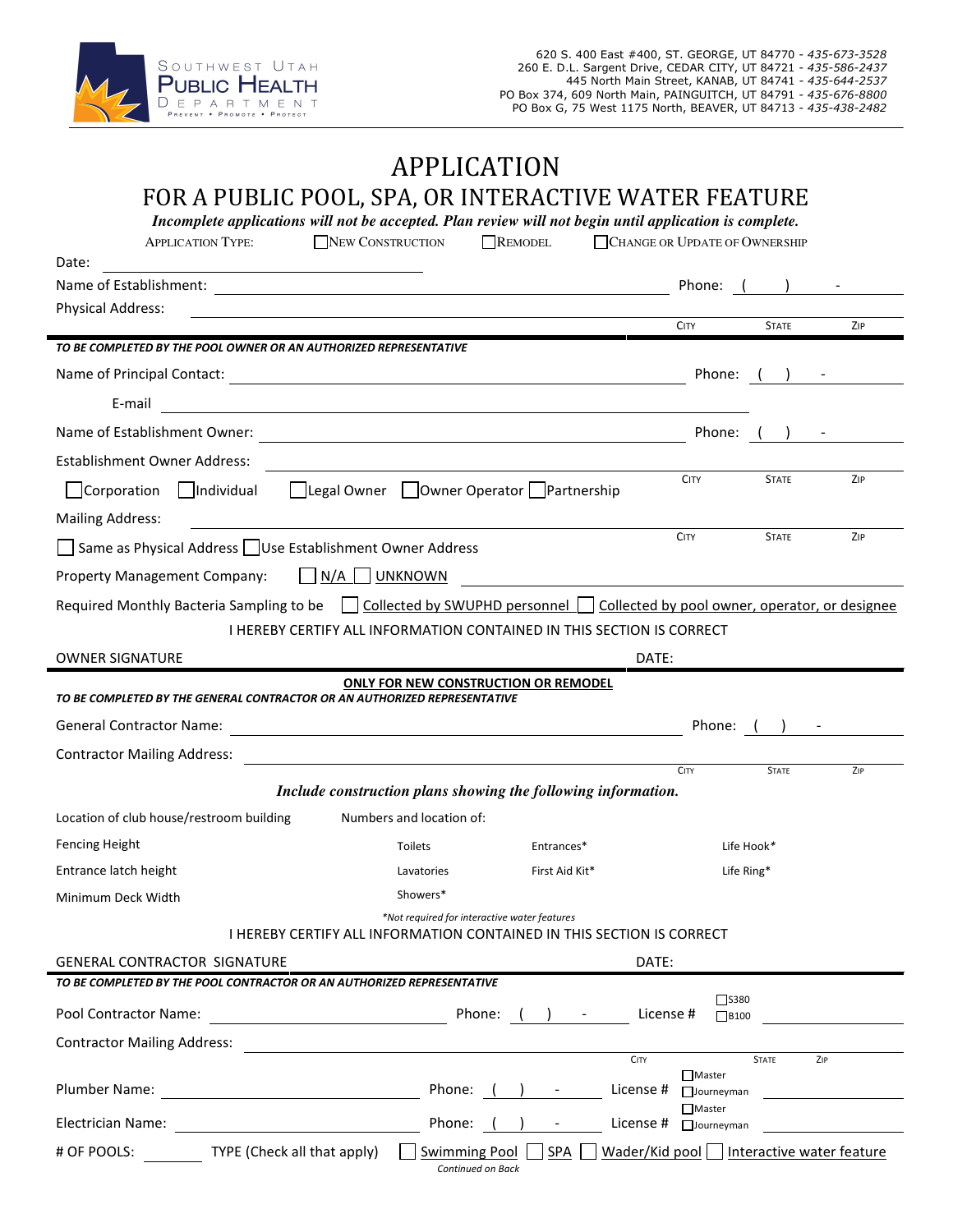SOUTHWEST UTAH
PUBLIC HEALTH
DEPARTMENT
PREVENT • PROMOTE • PROTECT

620 S. 400 East #400, ST. GEORGE, UT 84770 - *435-673-3528*
260 E. D.L. Sargent Drive, CEDAR CITY, UT 84721 - *435-586-2437*
445 North Main Street, KANAB, UT 84741 - *435-644-2537*
PO Box 374, 609 North Main, PAINGUITCH, UT 84791 - *435-676-8800*
PO Box G, 75 West 1175 North, BEAVER, UT 84713 - *435-438-2482*

# APPLICATION

## FOR A PUBLIC POOL, SPA, OR INTERACTIVE WATER FEATURE

***Incomplete applications will not be accepted. Plan review will not begin until application is complete.***

APPLICATION TYPE: ☐ NEW CONSTRUCTION ☐ REMODEL ☐ CHANGE OR UPDATE OF OWNERSHIP

Date: ______________________

Name of Establishment: ______________________ Phone: ( ) -

Physical Address: ______________________ CITY STATE ZIP

***TO BE COMPLETED BY THE POOL OWNER OR AN AUTHORIZED REPRESENTATIVE***

Name of Principal Contact: ______________________ Phone: ( ) -

E-mail ______________________

Name of Establishment Owner: ______________________ Phone: ( ) -

Establishment Owner Address: ______________________ CITY STATE ZIP

☐ Corporation ☐ Individual ☐ Legal Owner ☐ Owner Operator ☐ Partnership

Mailing Address: ______________________ CITY STATE ZIP

☐ Same as Physical Address ☐ Use Establishment Owner Address

Property Management Company: ☐ N/A ☐ UNKNOWN ______________________

Required Monthly Bacteria Sampling to be ☐ Collected by SWUPHD personnel ☐ Collected by pool owner, operator, or designee

I HEREBY CERTIFY ALL INFORMATION CONTAINED IN THIS SECTION IS CORRECT

OWNER SIGNATURE ______________________ DATE:

**ONLY FOR NEW CONSTRUCTION OR REMODEL**

***TO BE COMPLETED BY THE GENERAL CONTRACTOR OR AN AUTHORIZED REPRESENTATIVE***

General Contractor Name: ______________________ Phone: ( ) -

Contractor Mailing Address: ______________________ CITY STATE ZIP

***Include construction plans showing the following information.***

| | Numbers and location of: | | |
|---|---|---|---|
| Location of club house/restroom building | | | |
| Fencing Height | Toilets | Entrances* | Life Hook* |
| Entrance latch height | Lavatories | First Aid Kit* | Life Ring* |
| Minimum Deck Width | Showers* | | |

*\*Not required for interactive water features*

I HEREBY CERTIFY ALL INFORMATION CONTAINED IN THIS SECTION IS CORRECT

GENERAL CONTRACTOR SIGNATURE ______________________ DATE:

***TO BE COMPLETED BY THE POOL CONTRACTOR OR AN AUTHORIZED REPRESENTATIVE***

Pool Contractor Name: ______________________ Phone: ( ) - License # ☐ S380 ☐ B100 ______________________

Contractor Mailing Address: ______________________ CITY STATE ZIP

Plumber Name: ______________________ Phone: ( ) - License # ☐ Master ☐ Journeyman ______________________

Electrician Name: ______________________ Phone: ( ) - License # ☐ Master ☐ Journeyman ______________________

# OF POOLS: ________ TYPE (Check all that apply) ☐ Swimming Pool ☐ SPA ☐ Wader/Kid pool ☐ Interactive water feature

*Continued on Back*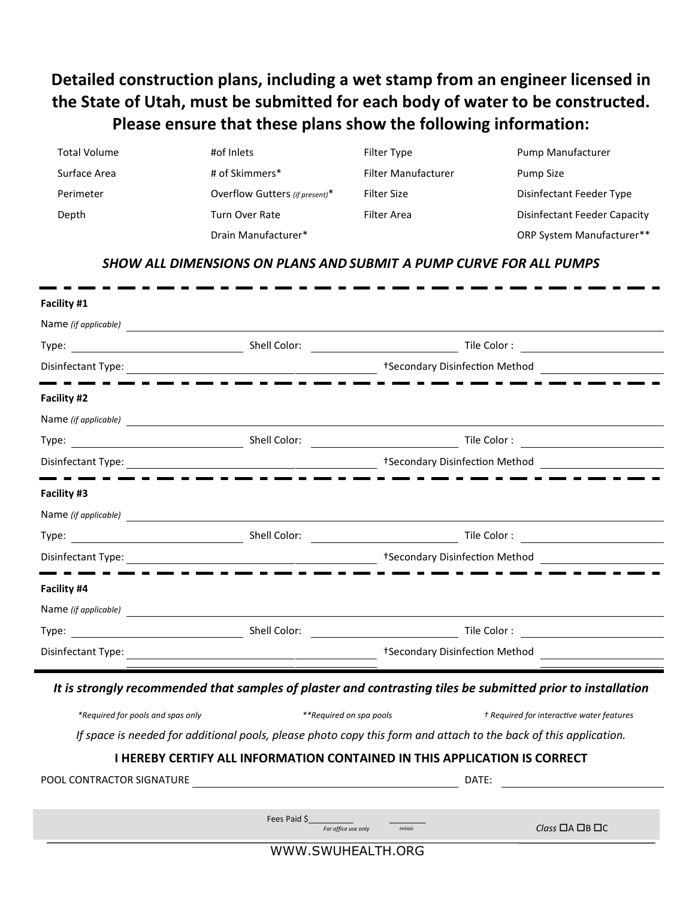# Detailed construction plans, including a wet stamp from an engineer licensed in the State of Utah, must be submitted for each body of water to be constructed. Please ensure that these plans show the following information:

| | | | |
|---|---|---|---|
| Total Volume | #of Inlets | Filter Type | Pump Manufacturer |
| Surface Area | # of Skimmers* | Filter Manufacturer | Pump Size |
| Perimeter | Overflow Gutters *(if present)** | Filter Size | Disinfectant Feeder Type |
| Depth | Turn Over Rate | Filter Area | Disinfectant Feeder Capacity |
| | Drain Manufacturer* | | ORP System Manufacturer** |

***SHOW ALL DIMENSIONS ON PLANS AND SUBMIT A PUMP CURVE FOR ALL PUMPS***

---

**Facility #1**

Name *(if applicable)* ______________________________

Type: ____________ Shell Color: ____________ Tile Color : ____________

Disinfectant Type: ____________ †Secondary Disinfection Method ____________

---

**Facility #2**

Name *(if applicable)* ______________________________

Type: ____________ Shell Color: ____________ Tile Color : ____________

Disinfectant Type: ____________ †Secondary Disinfection Method ____________

---

**Facility #3**

Name *(if applicable)* ______________________________

Type: ____________ Shell Color: ____________ Tile Color : ____________

Disinfectant Type: ____________ †Secondary Disinfection Method ____________

---

**Facility #4**

Name *(if applicable)* ______________________________

Type: ____________ Shell Color: ____________ Tile Color : ____________

Disinfectant Type: ____________ †Secondary Disinfection Method ____________

---

***It is strongly recommended that samples of plaster and contrasting tiles be submitted prior to installation***

*\*Required for pools and spas only* *\*\*Required on spa pools* *† Required for interactive water features*

*If space is needed for additional pools, please photo copy this form and attach to the back of this application.*

**I HEREBY CERTIFY ALL INFORMATION CONTAINED IN THIS APPLICATION IS CORRECT**

POOL CONTRACTOR SIGNATURE ______________________________ DATE: ____________

Fees Paid $__________ *For office use only* ________ *Initials* *Class* ☐A ☐B ☐C

WWW.SWUHEALTH.ORG